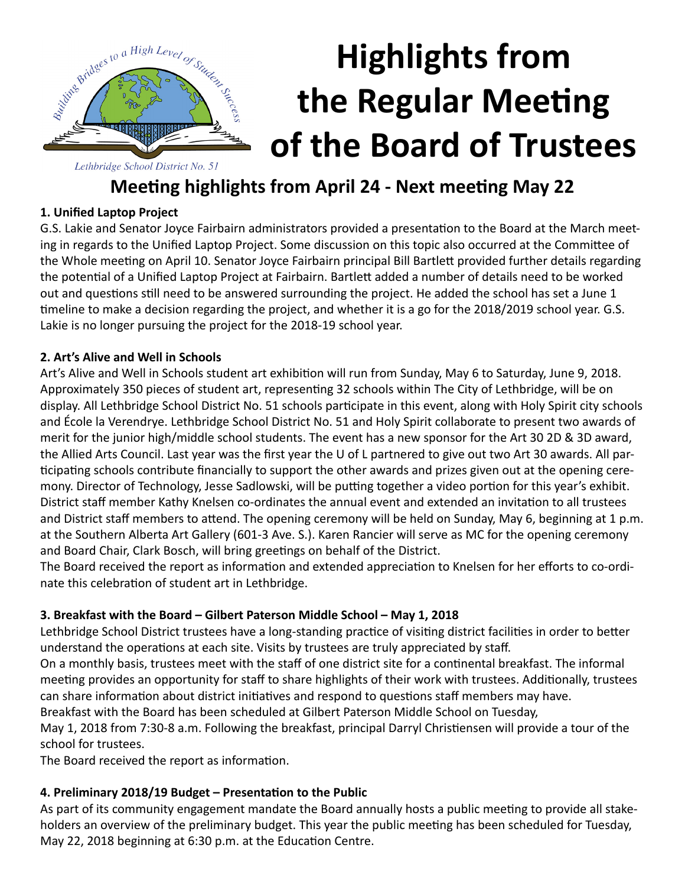# Highlights from the Regular Meeting of the Board of Trustees

Lethbridge School District No. 51

## Meeting highlights from April 24 - Next meeting May 22

### 1. Unified Laptop Project

G.S. Lakie and Senator Joyce Fairbairn administrators provided a presentation to the Board at the March meeting in regards to the Unified Laptop Project. Some discussion on this topic also occurred at the Committee of the Whole meeting on April 10. Senator Joyce Fairbairn principal Bill Bartlett provided further details regarding the potential of a Unified Laptop Project at Fairbairn. Bartlett added a number of details need to be worked out and questions still need to be answered surrounding the project. He added the school has set a June 1 timeline to make a decision regarding the project, and whether it is a go for the 2018/2019 school year. G.S. Lakie is no longer pursuing the project for the 2018-19 school year.

### 2. Art's Alive and Well in Schools

Art's Alive and Well in Schools student art exhibition will run from Sunday, May 6 to Saturday, June 9, 2018. Approximately 350 pieces of student art, representing 32 schools within The City of Lethbridge, will be on display. All Lethbridge School District No. 51 schools participate in this event, along with Holy Spirit city schools and École la Verendrye. Lethbridge School District No. 51 and Holy Spirit collaborate to present two awards of merit for the junior high/middle school students. The event has a new sponsor for the Art 30 2D & 3D award, the Allied Arts Council. Last year was the first year the U of L partnered to give out two Art 30 awards. All participating schools contribute financially to support the other awards and prizes given out at the opening ceremony. Director of Technology, Jesse Sadlowski, will be putting together a video portion for this year's exhibit. District staff member Kathy Knelsen co-ordinates the annual event and extended an invitation to all trustees and District staff members to attend. The opening ceremony will be held on Sunday, May 6, beginning at 1 p.m. at the Southern Alberta Art Gallery (601-3 Ave. S.). Karen Rancier will serve as MC for the opening ceremony and Board Chair, Clark Bosch, will bring greetings on behalf of the District.

The Board received the report as information and extended appreciation to Knelsen for her efforts to co-ordinate this celebration of student art in Lethbridge.

### 3. Breakfast with the Board – Gilbert Paterson Middle School – May 1, 2018

Lethbridge School District trustees have a long-standing practice of visiting district facilities in order to better understand the operations at each site. Visits by trustees are truly appreciated by staff.

On a monthly basis, trustees meet with the staff of one district site for a continental breakfast. The informal meeting provides an opportunity for staff to share highlights of their work with trustees. Additionally, trustees can share information about district initiatives and respond to questions staff members may have.

Breakfast with the Board has been scheduled at Gilbert Paterson Middle School on Tuesday, May 1, 2018 from 7:30-8 a.m. Following the breakfast, principal Darryl Christiensen will provide a tour of the school for trustees.

The Board received the report as information.

### 4. Preliminary 2018/19 Budget – Presentation to the Public

As part of its community engagement mandate the Board annually hosts a public meeting to provide all stakeholders an overview of the preliminary budget. This year the public meeting has been scheduled for Tuesday, May 22, 2018 beginning at 6:30 p.m. at the Education Centre.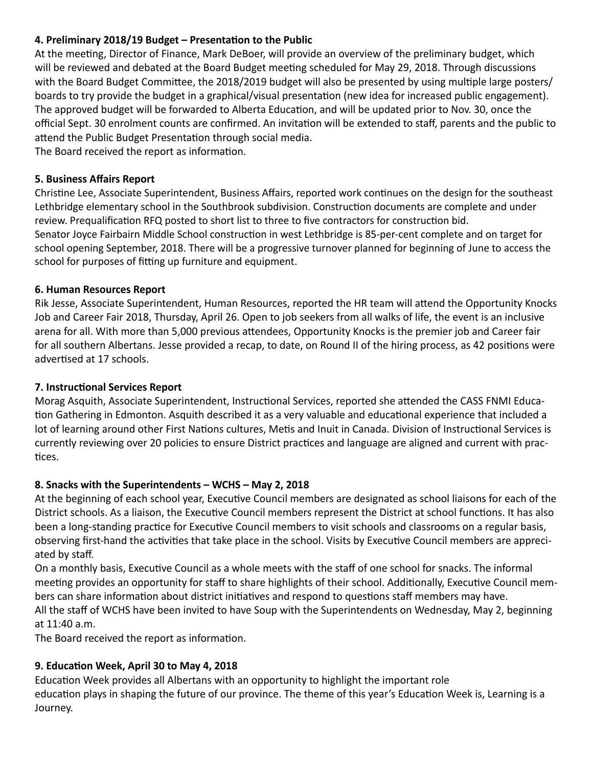**4. Preliminary 2018/19 Budget – Presentation to the Public**

At the meeting, Director of Finance, Mark DeBoer, will provide an overview of the preliminary budget, which will be reviewed and debated at the Board Budget meeting scheduled for May 29, 2018. Through discussions with the Board Budget Committee, the 2018/2019 budget will also be presented by using multiple large posters/boards to try provide the budget in a graphical/visual presentation (new idea for increased public engagement). The approved budget will be forwarded to Alberta Education, and will be updated prior to Nov. 30, once the official Sept. 30 enrolment counts are confirmed. An invitation will be extended to staff, parents and the public to attend the Public Budget Presentation through social media.

The Board received the report as information.

**5. Business Affairs Report**

Christine Lee, Associate Superintendent, Business Affairs, reported work continues on the design for the southeast Lethbridge elementary school in the Southbrook subdivision. Construction documents are complete and under review. Prequalification RFQ posted to short list to three to five contractors for construction bid.

Senator Joyce Fairbairn Middle School construction in west Lethbridge is 85-per-cent complete and on target for school opening September, 2018. There will be a progressive turnover planned for beginning of June to access the school for purposes of fitting up furniture and equipment.

**6. Human Resources Report**

Rik Jesse, Associate Superintendent, Human Resources, reported the HR team will attend the Opportunity Knocks Job and Career Fair 2018, Thursday, April 26. Open to job seekers from all walks of life, the event is an inclusive arena for all. With more than 5,000 previous attendees, Opportunity Knocks is the premier job and Career fair for all southern Albertans. Jesse provided a recap, to date, on Round II of the hiring process, as 42 positions were advertised at 17 schools.

**7. Instructional Services Report**

Morag Asquith, Associate Superintendent, Instructional Services, reported she attended the CASS FNMI Education Gathering in Edmonton. Asquith described it as a very valuable and educational experience that included a lot of learning around other First Nations cultures, Metis and Inuit in Canada. Division of Instructional Services is currently reviewing over 20 policies to ensure District practices and language are aligned and current with practices.

**8. Snacks with the Superintendents – WCHS – May 2, 2018**

At the beginning of each school year, Executive Council members are designated as school liaisons for each of the District schools. As a liaison, the Executive Council members represent the District at school functions. It has also been a long-standing practice for Executive Council members to visit schools and classrooms on a regular basis, observing first-hand the activities that take place in the school. Visits by Executive Council members are appreciated by staff.

On a monthly basis, Executive Council as a whole meets with the staff of one school for snacks. The informal meeting provides an opportunity for staff to share highlights of their school. Additionally, Executive Council members can share information about district initiatives and respond to questions staff members may have.

All the staff of WCHS have been invited to have Soup with the Superintendents on Wednesday, May 2, beginning at 11:40 a.m.

The Board received the report as information.

**9. Education Week, April 30 to May 4, 2018**

Education Week provides all Albertans with an opportunity to highlight the important role education plays in shaping the future of our province. The theme of this year's Education Week is, Learning is a Journey.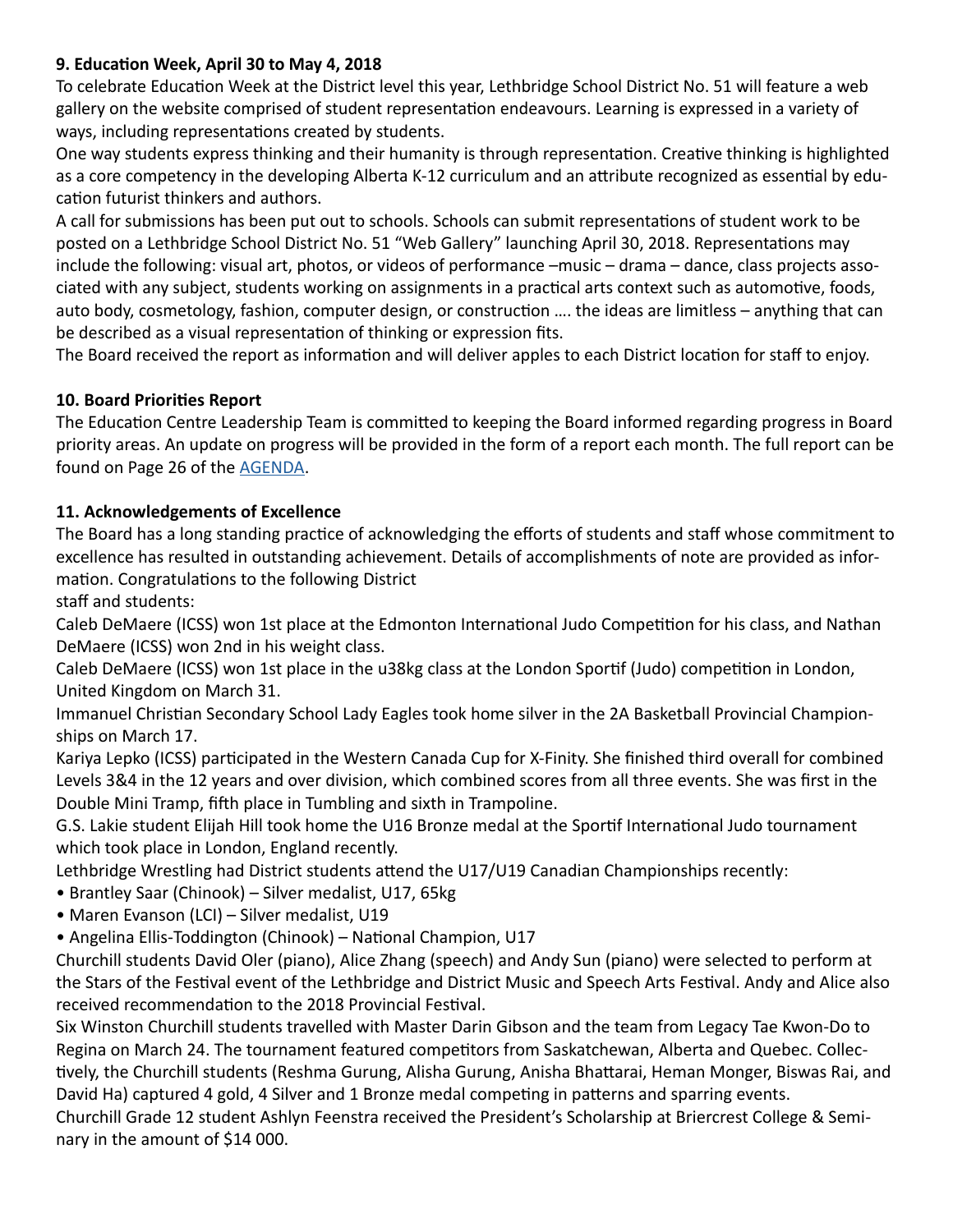**9. Education Week, April 30 to May 4, 2018**

To celebrate Education Week at the District level this year, Lethbridge School District No. 51 will feature a web gallery on the website comprised of student representation endeavours. Learning is expressed in a variety of ways, including representations created by students.

One way students express thinking and their humanity is through representation. Creative thinking is highlighted as a core competency in the developing Alberta K-12 curriculum and an attribute recognized as essential by education futurist thinkers and authors.

A call for submissions has been put out to schools. Schools can submit representations of student work to be posted on a Lethbridge School District No. 51 "Web Gallery" launching April 30, 2018. Representations may include the following: visual art, photos, or videos of performance –music – drama – dance, class projects associated with any subject, students working on assignments in a practical arts context such as automotive, foods, auto body, cosmetology, fashion, computer design, or construction …. the ideas are limitless – anything that can be described as a visual representation of thinking or expression fits.

The Board received the report as information and will deliver apples to each District location for staff to enjoy.

**10. Board Priorities Report**

The Education Centre Leadership Team is committed to keeping the Board informed regarding progress in Board priority areas. An update on progress will be provided in the form of a report each month. The full report can be found on Page 26 of the AGENDA.

**11. Acknowledgements of Excellence**

The Board has a long standing practice of acknowledging the efforts of students and staff whose commitment to excellence has resulted in outstanding achievement. Details of accomplishments of note are provided as information. Congratulations to the following District staff and students:

Caleb DeMaere (ICSS) won 1st place at the Edmonton International Judo Competition for his class, and Nathan DeMaere (ICSS) won 2nd in his weight class.

Caleb DeMaere (ICSS) won 1st place in the u38kg class at the London Sportif (Judo) competition in London, United Kingdom on March 31.

Immanuel Christian Secondary School Lady Eagles took home silver in the 2A Basketball Provincial Championships on March 17.

Kariya Lepko (ICSS) participated in the Western Canada Cup for X-Finity. She finished third overall for combined Levels 3&4 in the 12 years and over division, which combined scores from all three events. She was first in the Double Mini Tramp, fifth place in Tumbling and sixth in Trampoline.

G.S. Lakie student Elijah Hill took home the U16 Bronze medal at the Sportif International Judo tournament which took place in London, England recently.

Lethbridge Wrestling had District students attend the U17/U19 Canadian Championships recently:

- Brantley Saar (Chinook) – Silver medalist, U17, 65kg
- Maren Evanson (LCI) – Silver medalist, U19
- Angelina Ellis-Toddington (Chinook) – National Champion, U17

Churchill students David Oler (piano), Alice Zhang (speech) and Andy Sun (piano) were selected to perform at the Stars of the Festival event of the Lethbridge and District Music and Speech Arts Festival. Andy and Alice also received recommendation to the 2018 Provincial Festival.

Six Winston Churchill students travelled with Master Darin Gibson and the team from Legacy Tae Kwon-Do to Regina on March 24. The tournament featured competitors from Saskatchewan, Alberta and Quebec. Collectively, the Churchill students (Reshma Gurung, Alisha Gurung, Anisha Bhattarai, Heman Monger, Biswas Rai, and David Ha) captured 4 gold, 4 Silver and 1 Bronze medal competing in patterns and sparring events.

Churchill Grade 12 student Ashlyn Feenstra received the President's Scholarship at Briercrest College & Seminary in the amount of $14 000.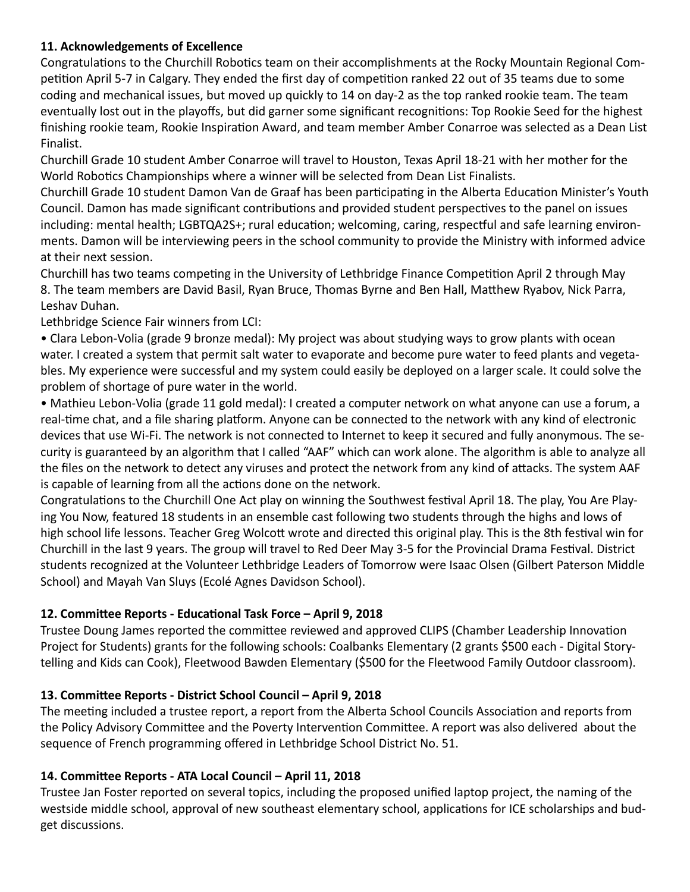### 11. Acknowledgements of Excellence

Congratulations to the Churchill Robotics team on their accomplishments at the Rocky Mountain Regional Competition April 5-7 in Calgary. They ended the first day of competition ranked 22 out of 35 teams due to some coding and mechanical issues, but moved up quickly to 14 on day-2 as the top ranked rookie team. The team eventually lost out in the playoffs, but did garner some significant recognitions: Top Rookie Seed for the highest finishing rookie team, Rookie Inspiration Award, and team member Amber Conarroe was selected as a Dean List Finalist.

Churchill Grade 10 student Amber Conarroe will travel to Houston, Texas April 18-21 with her mother for the World Robotics Championships where a winner will be selected from Dean List Finalists.

Churchill Grade 10 student Damon Van de Graaf has been participating in the Alberta Education Minister's Youth Council. Damon has made significant contributions and provided student perspectives to the panel on issues including: mental health; LGBTQA2S+; rural education; welcoming, caring, respectful and safe learning environments. Damon will be interviewing peers in the school community to provide the Ministry with informed advice at their next session.

Churchill has two teams competing in the University of Lethbridge Finance Competition April 2 through May 8. The team members are David Basil, Ryan Bruce, Thomas Byrne and Ben Hall, Matthew Ryabov, Nick Parra, Leshav Duhan.

Lethbridge Science Fair winners from LCI:

- Clara Lebon-Volia (grade 9 bronze medal): My project was about studying ways to grow plants with ocean water. I created a system that permit salt water to evaporate and become pure water to feed plants and vegetables. My experience were successful and my system could easily be deployed on a larger scale. It could solve the problem of shortage of pure water in the world.
- Mathieu Lebon-Volia (grade 11 gold medal): I created a computer network on what anyone can use a forum, a real-time chat, and a file sharing platform. Anyone can be connected to the network with any kind of electronic devices that use Wi-Fi. The network is not connected to Internet to keep it secured and fully anonymous. The security is guaranteed by an algorithm that I called "AAF" which can work alone. The algorithm is able to analyze all the files on the network to detect any viruses and protect the network from any kind of attacks. The system AAF is capable of learning from all the actions done on the network.

Congratulations to the Churchill One Act play on winning the Southwest festival April 18. The play, You Are Playing You Now, featured 18 students in an ensemble cast following two students through the highs and lows of high school life lessons. Teacher Greg Wolcott wrote and directed this original play. This is the 8th festival win for Churchill in the last 9 years. The group will travel to Red Deer May 3-5 for the Provincial Drama Festival. District students recognized at the Volunteer Lethbridge Leaders of Tomorrow were Isaac Olsen (Gilbert Paterson Middle School) and Mayah Van Sluys (Ecolé Agnes Davidson School).

### 12. Committee Reports - Educational Task Force – April 9, 2018

Trustee Doung James reported the committee reviewed and approved CLIPS (Chamber Leadership Innovation Project for Students) grants for the following schools: Coalbanks Elementary (2 grants $500 each - Digital Storytelling and Kids can Cook), Fleetwood Bawden Elementary ($500 for the Fleetwood Family Outdoor classroom).

### 13. Committee Reports - District School Council – April 9, 2018

The meeting included a trustee report, a report from the Alberta School Councils Association and reports from the Policy Advisory Committee and the Poverty Intervention Committee. A report was also delivered about the sequence of French programming offered in Lethbridge School District No. 51.

### 14. Committee Reports - ATA Local Council – April 11, 2018

Trustee Jan Foster reported on several topics, including the proposed unified laptop project, the naming of the westside middle school, approval of new southeast elementary school, applications for ICE scholarships and budget discussions.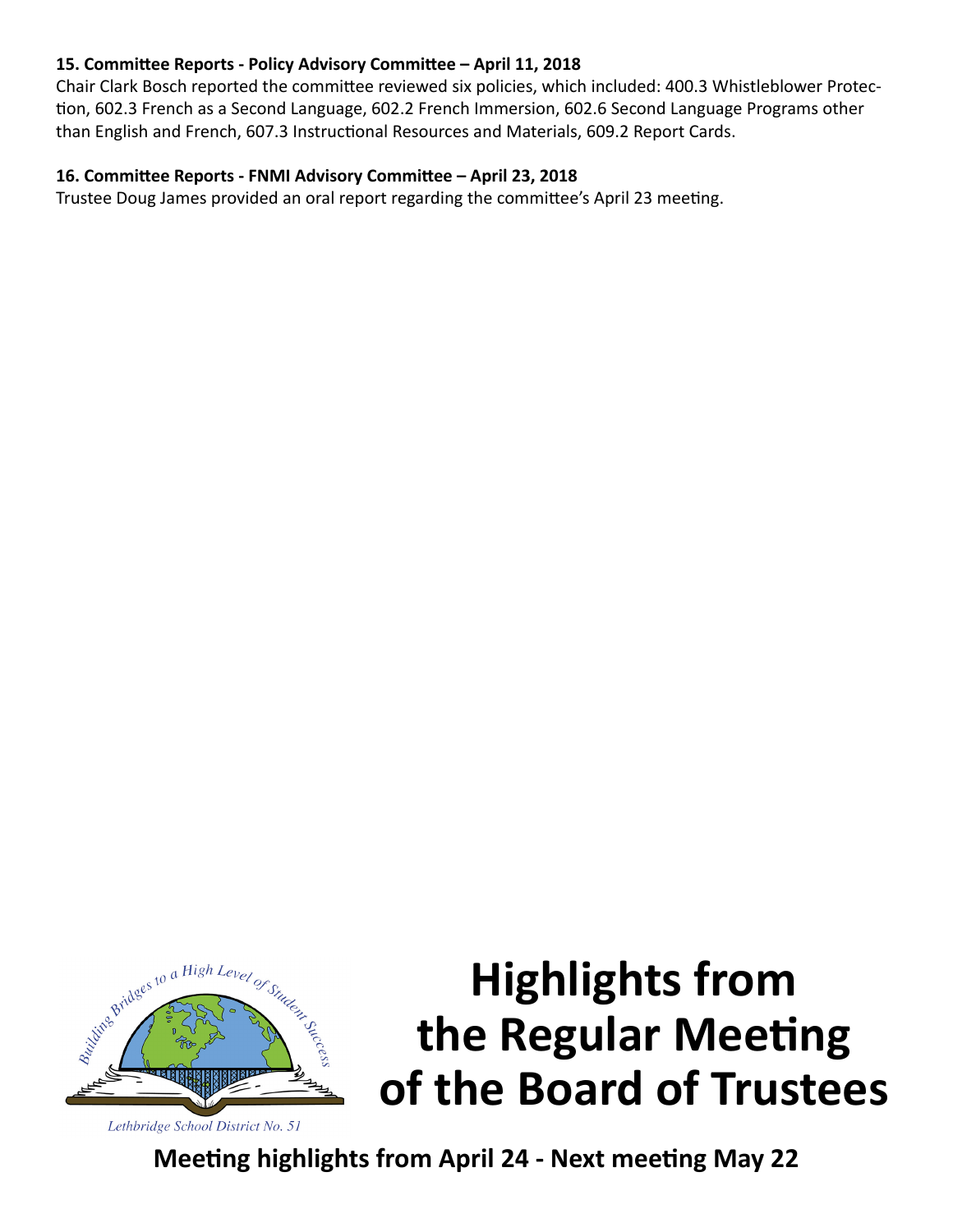**15. Committee Reports - Policy Advisory Committee – April 11, 2018**

Chair Clark Bosch reported the committee reviewed six policies, which included: 400.3 Whistleblower Protection, 602.3 French as a Second Language, 602.2 French Immersion, 602.6 Second Language Programs other than English and French, 607.3 Instructional Resources and Materials, 609.2 Report Cards.

**16. Committee Reports - FNMI Advisory Committee – April 23, 2018**

Trustee Doug James provided an oral report regarding the committee's April 23 meeting.

Building Bridges to a High Level of Student Success

Lethbridge School District No. 51

# Highlights from the Regular Meeting of the Board of Trustees

## Meeting highlights from April 24 - Next meeting May 22